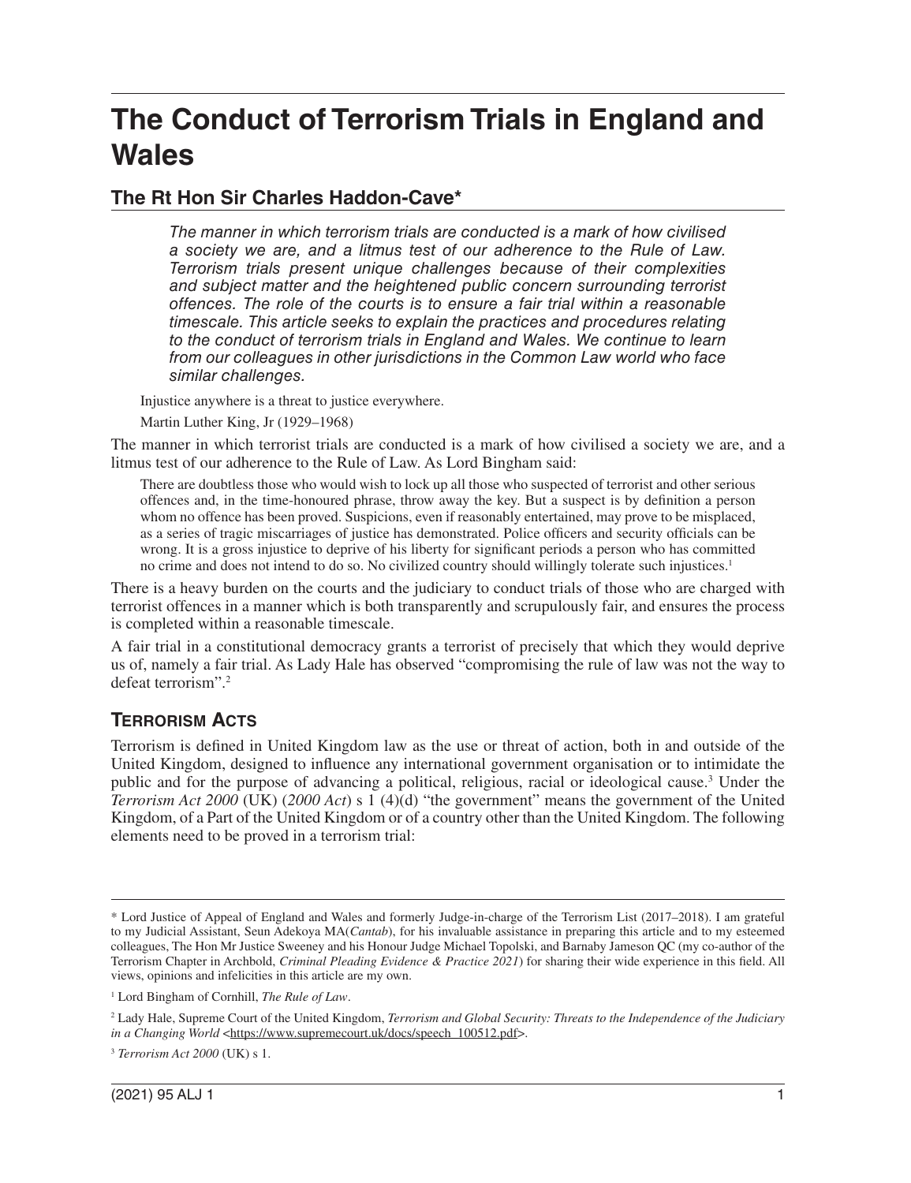# The Conduct of Terrorism Trials in England and Wales

## The Rt Hon Sir Charles Haddon-Cave*

*The manner in which terrorism trials are conducted is a mark of how civilised a society we are, and a litmus test of our adherence to the Rule of Law. Terrorism trials present unique challenges because of their complexities and subject matter and the heightened public concern surrounding terrorist offences. The role of the courts is to ensure a fair trial within a reasonable timescale. This article seeks to explain the practices and procedures relating to the conduct of terrorism trials in England and Wales. We continue to learn from our colleagues in other jurisdictions in the Common Law world who face similar challenges.*

> Injustice anywhere is a threat to justice everywhere.
>
> Martin Luther King, Jr (1929–1968)

The manner in which terrorist trials are conducted is a mark of how civilised a society we are, and a litmus test of our adherence to the Rule of Law. As Lord Bingham said:

> There are doubtless those who would wish to lock up all those who suspected of terrorist and other serious offences and, in the time-honoured phrase, throw away the key. But a suspect is by definition a person whom no offence has been proved. Suspicions, even if reasonably entertained, may prove to be misplaced, as a series of tragic miscarriages of justice has demonstrated. Police officers and security officials can be wrong. It is a gross injustice to deprive of his liberty for significant periods a person who has committed no crime and does not intend to do so. No civilized country should willingly tolerate such injustices.[1]

There is a heavy burden on the courts and the judiciary to conduct trials of those who are charged with terrorist offences in a manner which is both transparently and scrupulously fair, and ensures the process is completed within a reasonable timescale.

A fair trial in a constitutional democracy grants a terrorist of precisely that which they would deprive us of, namely a fair trial. As Lady Hale has observed "compromising the rule of law was not the way to defeat terrorism".[2]

## Terrorism Acts

Terrorism is defined in United Kingdom law as the use or threat of action, both in and outside of the United Kingdom, designed to influence any international government organisation or to intimidate the public and for the purpose of advancing a political, religious, racial or ideological cause.[3] Under the *Terrorism Act 2000* (UK) (*2000 Act*) s 1 (4)(d) "the government" means the government of the United Kingdom, of a Part of the United Kingdom or of a country other than the United Kingdom. The following elements need to be proved in a terrorism trial:

---

\* Lord Justice of Appeal of England and Wales and formerly Judge-in-charge of the Terrorism List (2017–2018). I am grateful to my Judicial Assistant, Seun Adekoya MA(*Cantab*), for his invaluable assistance in preparing this article and to my esteemed colleagues, The Hon Mr Justice Sweeney and his Honour Judge Michael Topolski, and Barnaby Jameson QC (my co-author of the Terrorism Chapter in Archbold, *Criminal Pleading Evidence & Practice 2021*) for sharing their wide experience in this field. All views, opinions and infelicities in this article are my own.

[1] Lord Bingham of Cornhill, *The Rule of Law*.

[2] Lady Hale, Supreme Court of the United Kingdom, *Terrorism and Global Security: Threats to the Independence of the Judiciary in a Changing World* <https://www.supremecourt.uk/docs/speech_100512.pdf>.

[3] *Terrorism Act 2000* (UK) s 1.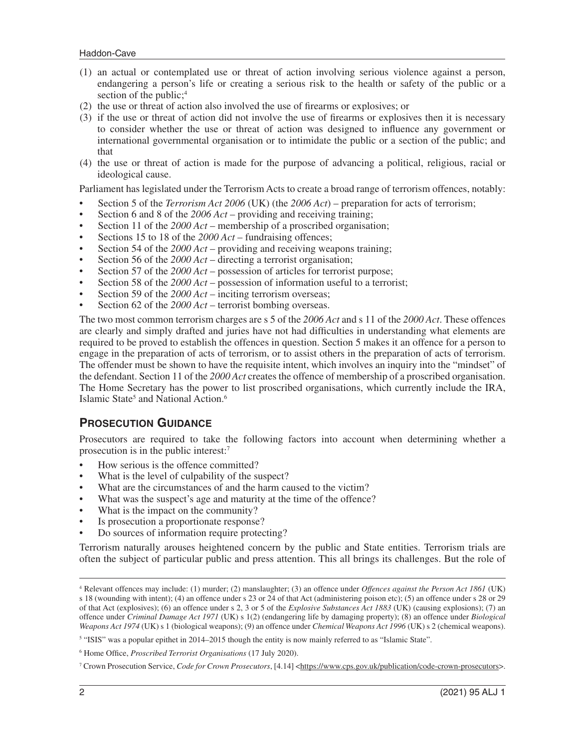(1) an actual or contemplated use or threat of action involving serious violence against a person, endangering a person's life or creating a serious risk to the health or safety of the public or a section of the public;[4]
(2) the use or threat of action also involved the use of firearms or explosives; or
(3) if the use or threat of action did not involve the use of firearms or explosives then it is necessary to consider whether the use or threat of action was designed to influence any government or international governmental organisation or to intimidate the public or a section of the public; and that
(4) the use or threat of action is made for the purpose of advancing a political, religious, racial or ideological cause.

Parliament has legislated under the Terrorism Acts to create a broad range of terrorism offences, notably:

- Section 5 of the *Terrorism Act 2006* (UK) (the *2006 Act*) – preparation for acts of terrorism;
- Section 6 and 8 of the *2006 Act* – providing and receiving training;
- Section 11 of the *2000 Act* – membership of a proscribed organisation;
- Sections 15 to 18 of the *2000 Act* – fundraising offences;
- Section 54 of the *2000 Act* – providing and receiving weapons training;
- Section 56 of the *2000 Act* – directing a terrorist organisation;
- Section 57 of the *2000 Act* – possession of articles for terrorist purpose;
- Section 58 of the *2000 Act* – possession of information useful to a terrorist;
- Section 59 of the *2000 Act* – inciting terrorism overseas;
- Section 62 of the *2000 Act* – terrorist bombing overseas.

The two most common terrorism charges are s 5 of the *2006 Act* and s 11 of the *2000 Act*. These offences are clearly and simply drafted and juries have not had difficulties in understanding what elements are required to be proved to establish the offences in question. Section 5 makes it an offence for a person to engage in the preparation of acts of terrorism, or to assist others in the preparation of acts of terrorism. The offender must be shown to have the requisite intent, which involves an inquiry into the "mindset" of the defendant. Section 11 of the *2000 Act* creates the offence of membership of a proscribed organisation. The Home Secretary has the power to list proscribed organisations, which currently include the IRA, Islamic State[5] and National Action.[6]

## Prosecution Guidance

Prosecutors are required to take the following factors into account when determining whether a prosecution is in the public interest:[7]

- How serious is the offence committed?
- What is the level of culpability of the suspect?
- What are the circumstances of and the harm caused to the victim?
- What was the suspect's age and maturity at the time of the offence?
- What is the impact on the community?
- Is prosecution a proportionate response?
- Do sources of information require protecting?

Terrorism naturally arouses heightened concern by the public and State entities. Terrorism trials are often the subject of particular public and press attention. This all brings its challenges. But the role of

---

[4] Relevant offences may include: (1) murder; (2) manslaughter; (3) an offence under *Offences against the Person Act 1861* (UK) s 18 (wounding with intent); (4) an offence under s 23 or 24 of that Act (administering poison etc); (5) an offence under s 28 or 29 of that Act (explosives); (6) an offence under s 2, 3 or 5 of the *Explosive Substances Act 1883* (UK) (causing explosions); (7) an offence under *Criminal Damage Act 1971* (UK) s 1(2) (endangering life by damaging property); (8) an offence under *Biological Weapons Act 1974* (UK) s 1 (biological weapons); (9) an offence under *Chemical Weapons Act 1996* (UK) s 2 (chemical weapons).

[5] "ISIS" was a popular epithet in 2014–2015 though the entity is now mainly referred to as "Islamic State".

[6] Home Office, *Proscribed Terrorist Organisations* (17 July 2020).

[7] Crown Prosecution Service, *Code for Crown Prosecutors*, [4.14] <https://www.cps.gov.uk/publication/code-crown-prosecutors>.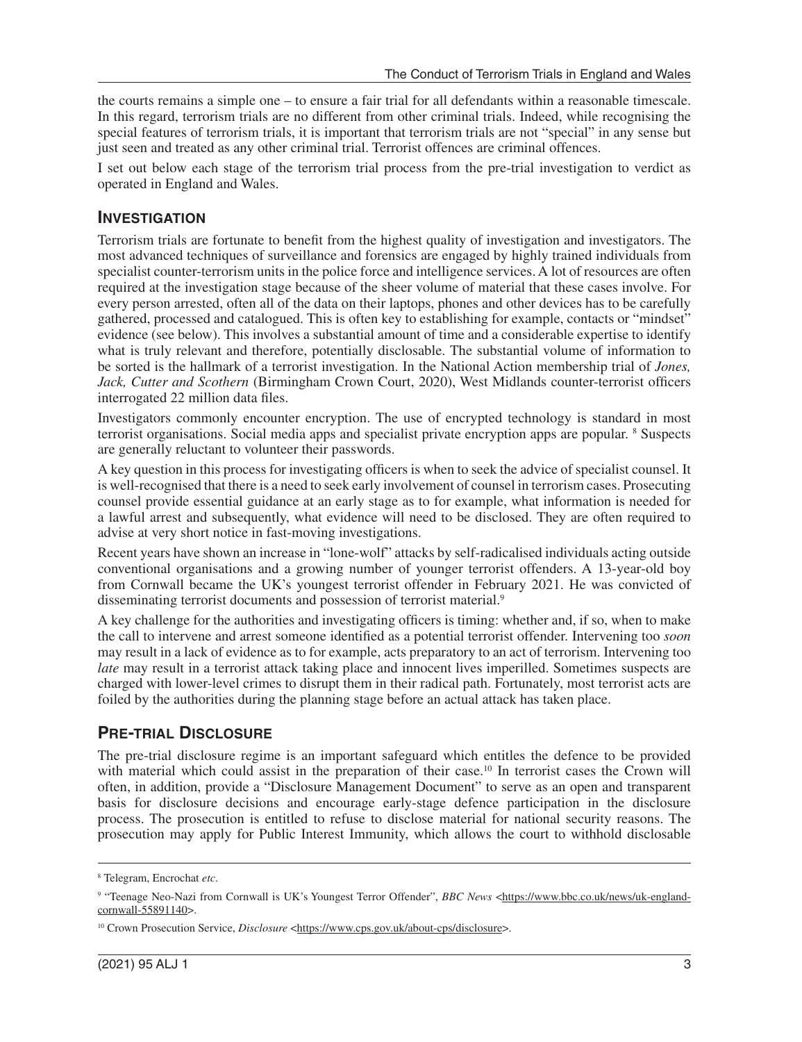the courts remains a simple one – to ensure a fair trial for all defendants within a reasonable timescale. In this regard, terrorism trials are no different from other criminal trials. Indeed, while recognising the special features of terrorism trials, it is important that terrorism trials are not "special" in any sense but just seen and treated as any other criminal trial. Terrorist offences are criminal offences.

I set out below each stage of the terrorism trial process from the pre-trial investigation to verdict as operated in England and Wales.

## Investigation

Terrorism trials are fortunate to benefit from the highest quality of investigation and investigators. The most advanced techniques of surveillance and forensics are engaged by highly trained individuals from specialist counter-terrorism units in the police force and intelligence services. A lot of resources are often required at the investigation stage because of the sheer volume of material that these cases involve. For every person arrested, often all of the data on their laptops, phones and other devices has to be carefully gathered, processed and catalogued. This is often key to establishing for example, contacts or "mindset" evidence (see below). This involves a substantial amount of time and a considerable expertise to identify what is truly relevant and therefore, potentially disclosable. The substantial volume of information to be sorted is the hallmark of a terrorist investigation. In the National Action membership trial of *Jones, Jack, Cutter and Scothern* (Birmingham Crown Court, 2020), West Midlands counter-terrorist officers interrogated 22 million data files.

Investigators commonly encounter encryption. The use of encrypted technology is standard in most terrorist organisations. Social media apps and specialist private encryption apps are popular. [8] Suspects are generally reluctant to volunteer their passwords.

A key question in this process for investigating officers is when to seek the advice of specialist counsel. It is well-recognised that there is a need to seek early involvement of counsel in terrorism cases. Prosecuting counsel provide essential guidance at an early stage as to for example, what information is needed for a lawful arrest and subsequently, what evidence will need to be disclosed. They are often required to advise at very short notice in fast-moving investigations.

Recent years have shown an increase in "lone-wolf" attacks by self-radicalised individuals acting outside conventional organisations and a growing number of younger terrorist offenders. A 13-year-old boy from Cornwall became the UK's youngest terrorist offender in February 2021. He was convicted of disseminating terrorist documents and possession of terrorist material.[9]

A key challenge for the authorities and investigating officers is timing: whether and, if so, when to make the call to intervene and arrest someone identified as a potential terrorist offender. Intervening too *soon* may result in a lack of evidence as to for example, acts preparatory to an act of terrorism. Intervening too *late* may result in a terrorist attack taking place and innocent lives imperilled. Sometimes suspects are charged with lower-level crimes to disrupt them in their radical path. Fortunately, most terrorist acts are foiled by the authorities during the planning stage before an actual attack has taken place.

## Pre-trial Disclosure

The pre-trial disclosure regime is an important safeguard which entitles the defence to be provided with material which could assist in the preparation of their case.[10] In terrorist cases the Crown will often, in addition, provide a "Disclosure Management Document" to serve as an open and transparent basis for disclosure decisions and encourage early-stage defence participation in the disclosure process. The prosecution is entitled to refuse to disclose material for national security reasons. The prosecution may apply for Public Interest Immunity, which allows the court to withhold disclosable

---

[8] Telegram, Encrochat *etc*.

[9] "Teenage Neo-Nazi from Cornwall is UK's Youngest Terror Offender", *BBC News* <https://www.bbc.co.uk/news/uk-england-cornwall-55891140>.

[10] Crown Prosecution Service, *Disclosure* <https://www.cps.gov.uk/about-cps/disclosure>.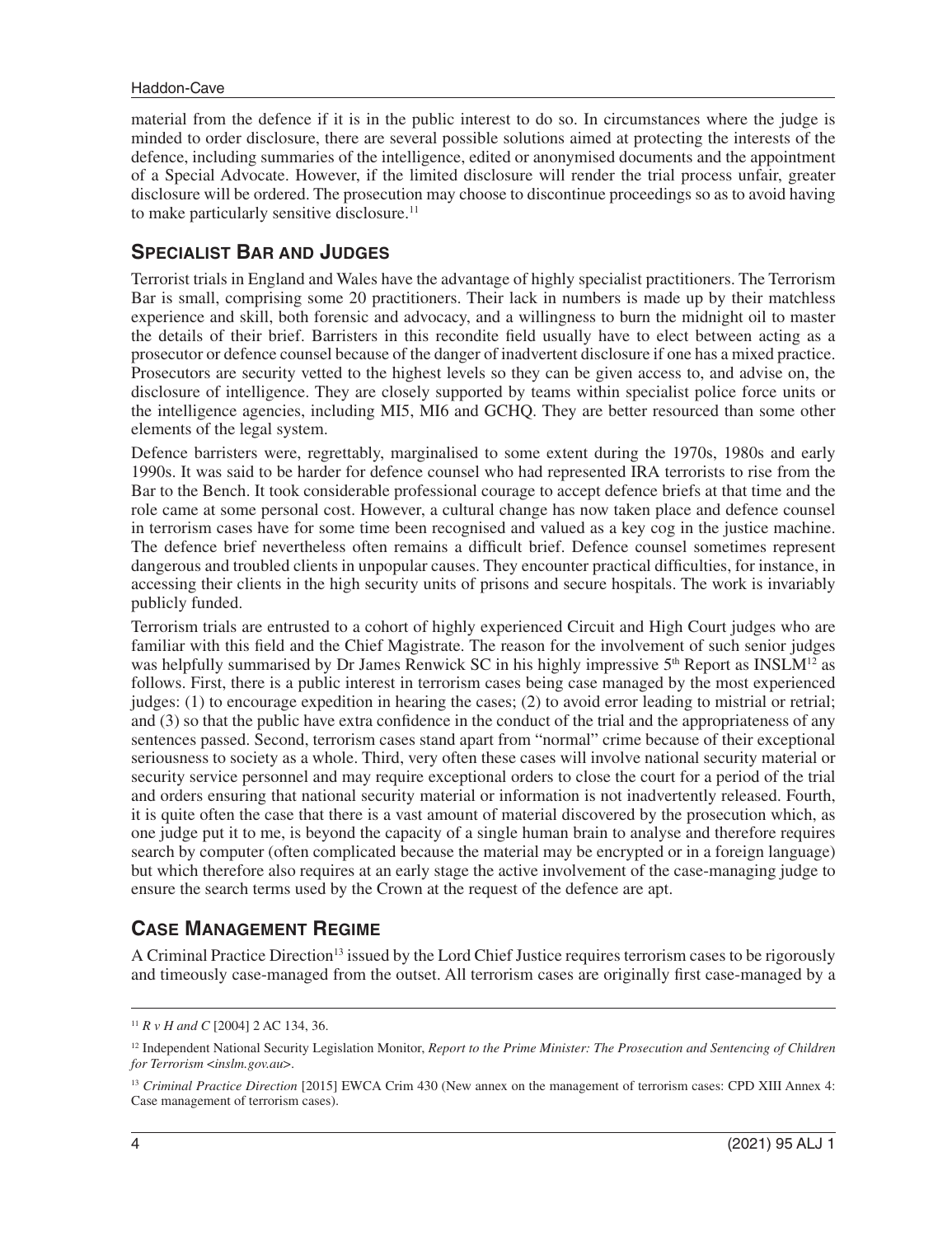material from the defence if it is in the public interest to do so. In circumstances where the judge is minded to order disclosure, there are several possible solutions aimed at protecting the interests of the defence, including summaries of the intelligence, edited or anonymised documents and the appointment of a Special Advocate. However, if the limited disclosure will render the trial process unfair, greater disclosure will be ordered. The prosecution may choose to discontinue proceedings so as to avoid having to make particularly sensitive disclosure.[11]

## Specialist Bar and Judges

Terrorist trials in England and Wales have the advantage of highly specialist practitioners. The Terrorism Bar is small, comprising some 20 practitioners. Their lack in numbers is made up by their matchless experience and skill, both forensic and advocacy, and a willingness to burn the midnight oil to master the details of their brief. Barristers in this recondite field usually have to elect between acting as a prosecutor or defence counsel because of the danger of inadvertent disclosure if one has a mixed practice. Prosecutors are security vetted to the highest levels so they can be given access to, and advise on, the disclosure of intelligence. They are closely supported by teams within specialist police force units or the intelligence agencies, including MI5, MI6 and GCHQ. They are better resourced than some other elements of the legal system.

Defence barristers were, regrettably, marginalised to some extent during the 1970s, 1980s and early 1990s. It was said to be harder for defence counsel who had represented IRA terrorists to rise from the Bar to the Bench. It took considerable professional courage to accept defence briefs at that time and the role came at some personal cost. However, a cultural change has now taken place and defence counsel in terrorism cases have for some time been recognised and valued as a key cog in the justice machine. The defence brief nevertheless often remains a difficult brief. Defence counsel sometimes represent dangerous and troubled clients in unpopular causes. They encounter practical difficulties, for instance, in accessing their clients in the high security units of prisons and secure hospitals. The work is invariably publicly funded.

Terrorism trials are entrusted to a cohort of highly experienced Circuit and High Court judges who are familiar with this field and the Chief Magistrate. The reason for the involvement of such senior judges was helpfully summarised by Dr James Renwick SC in his highly impressive 5th Report as INSLM[12] as follows. First, there is a public interest in terrorism cases being case managed by the most experienced judges: (1) to encourage expedition in hearing the cases; (2) to avoid error leading to mistrial or retrial; and (3) so that the public have extra confidence in the conduct of the trial and the appropriateness of any sentences passed. Second, terrorism cases stand apart from "normal" crime because of their exceptional seriousness to society as a whole. Third, very often these cases will involve national security material or security service personnel and may require exceptional orders to close the court for a period of the trial and orders ensuring that national security material or information is not inadvertently released. Fourth, it is quite often the case that there is a vast amount of material discovered by the prosecution which, as one judge put it to me, is beyond the capacity of a single human brain to analyse and therefore requires search by computer (often complicated because the material may be encrypted or in a foreign language) but which therefore also requires at an early stage the active involvement of the case-managing judge to ensure the search terms used by the Crown at the request of the defence are apt.

## Case Management Regime

A Criminal Practice Direction[13] issued by the Lord Chief Justice requires terrorism cases to be rigorously and timeously case-managed from the outset. All terrorism cases are originally first case-managed by a

---

[11] *R v H and C* [2004] 2 AC 134, 36.

[12] Independent National Security Legislation Monitor, *Report to the Prime Minister: The Prosecution and Sentencing of Children for Terrorism <inslm.gov.au>*.

[13] *Criminal Practice Direction* [2015] EWCA Crim 430 (New annex on the management of terrorism cases: CPD XIII Annex 4: Case management of terrorism cases).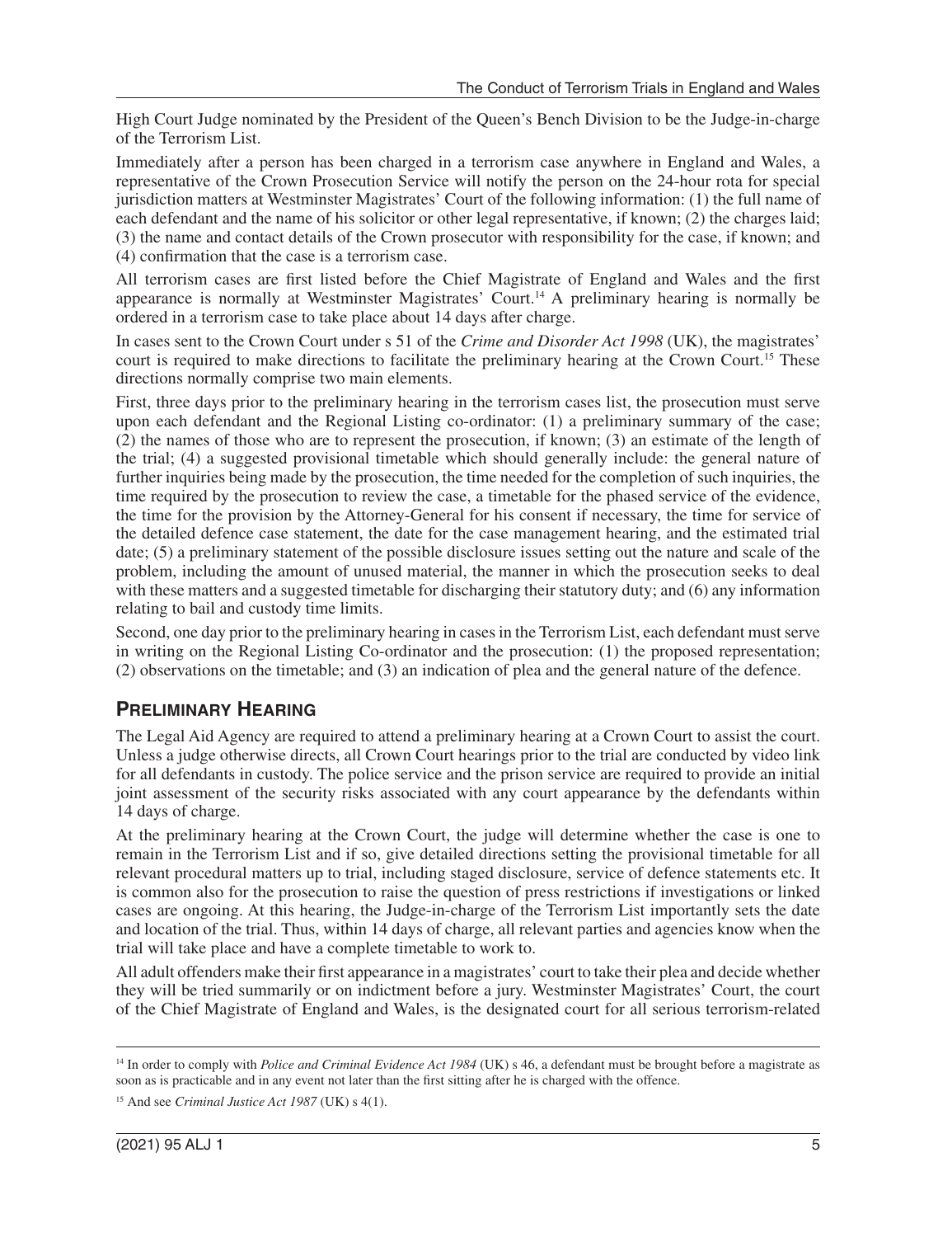High Court Judge nominated by the President of the Queen's Bench Division to be the Judge-in-charge of the Terrorism List.

Immediately after a person has been charged in a terrorism case anywhere in England and Wales, a representative of the Crown Prosecution Service will notify the person on the 24-hour rota for special jurisdiction matters at Westminster Magistrates' Court of the following information: (1) the full name of each defendant and the name of his solicitor or other legal representative, if known; (2) the charges laid; (3) the name and contact details of the Crown prosecutor with responsibility for the case, if known; and (4) confirmation that the case is a terrorism case.

All terrorism cases are first listed before the Chief Magistrate of England and Wales and the first appearance is normally at Westminster Magistrates' Court.[14] A preliminary hearing is normally be ordered in a terrorism case to take place about 14 days after charge.

In cases sent to the Crown Court under s 51 of the *Crime and Disorder Act 1998* (UK), the magistrates' court is required to make directions to facilitate the preliminary hearing at the Crown Court.[15] These directions normally comprise two main elements.

First, three days prior to the preliminary hearing in the terrorism cases list, the prosecution must serve upon each defendant and the Regional Listing co-ordinator: (1) a preliminary summary of the case; (2) the names of those who are to represent the prosecution, if known; (3) an estimate of the length of the trial; (4) a suggested provisional timetable which should generally include: the general nature of further inquiries being made by the prosecution, the time needed for the completion of such inquiries, the time required by the prosecution to review the case, a timetable for the phased service of the evidence, the time for the provision by the Attorney-General for his consent if necessary, the time for service of the detailed defence case statement, the date for the case management hearing, and the estimated trial date; (5) a preliminary statement of the possible disclosure issues setting out the nature and scale of the problem, including the amount of unused material, the manner in which the prosecution seeks to deal with these matters and a suggested timetable for discharging their statutory duty; and (6) any information relating to bail and custody time limits.

Second, one day prior to the preliminary hearing in cases in the Terrorism List, each defendant must serve in writing on the Regional Listing Co-ordinator and the prosecution: (1) the proposed representation; (2) observations on the timetable; and (3) an indication of plea and the general nature of the defence.

## Preliminary Hearing

The Legal Aid Agency are required to attend a preliminary hearing at a Crown Court to assist the court. Unless a judge otherwise directs, all Crown Court hearings prior to the trial are conducted by video link for all defendants in custody. The police service and the prison service are required to provide an initial joint assessment of the security risks associated with any court appearance by the defendants within 14 days of charge.

At the preliminary hearing at the Crown Court, the judge will determine whether the case is one to remain in the Terrorism List and if so, give detailed directions setting the provisional timetable for all relevant procedural matters up to trial, including staged disclosure, service of defence statements etc. It is common also for the prosecution to raise the question of press restrictions if investigations or linked cases are ongoing. At this hearing, the Judge-in-charge of the Terrorism List importantly sets the date and location of the trial. Thus, within 14 days of charge, all relevant parties and agencies know when the trial will take place and have a complete timetable to work to.

All adult offenders make their first appearance in a magistrates' court to take their plea and decide whether they will be tried summarily or on indictment before a jury. Westminster Magistrates' Court, the court of the Chief Magistrate of England and Wales, is the designated court for all serious terrorism-related

---

[14] In order to comply with *Police and Criminal Evidence Act 1984* (UK) s 46, a defendant must be brought before a magistrate as soon as is practicable and in any event not later than the first sitting after he is charged with the offence.

[15] And see *Criminal Justice Act 1987* (UK) s 4(1).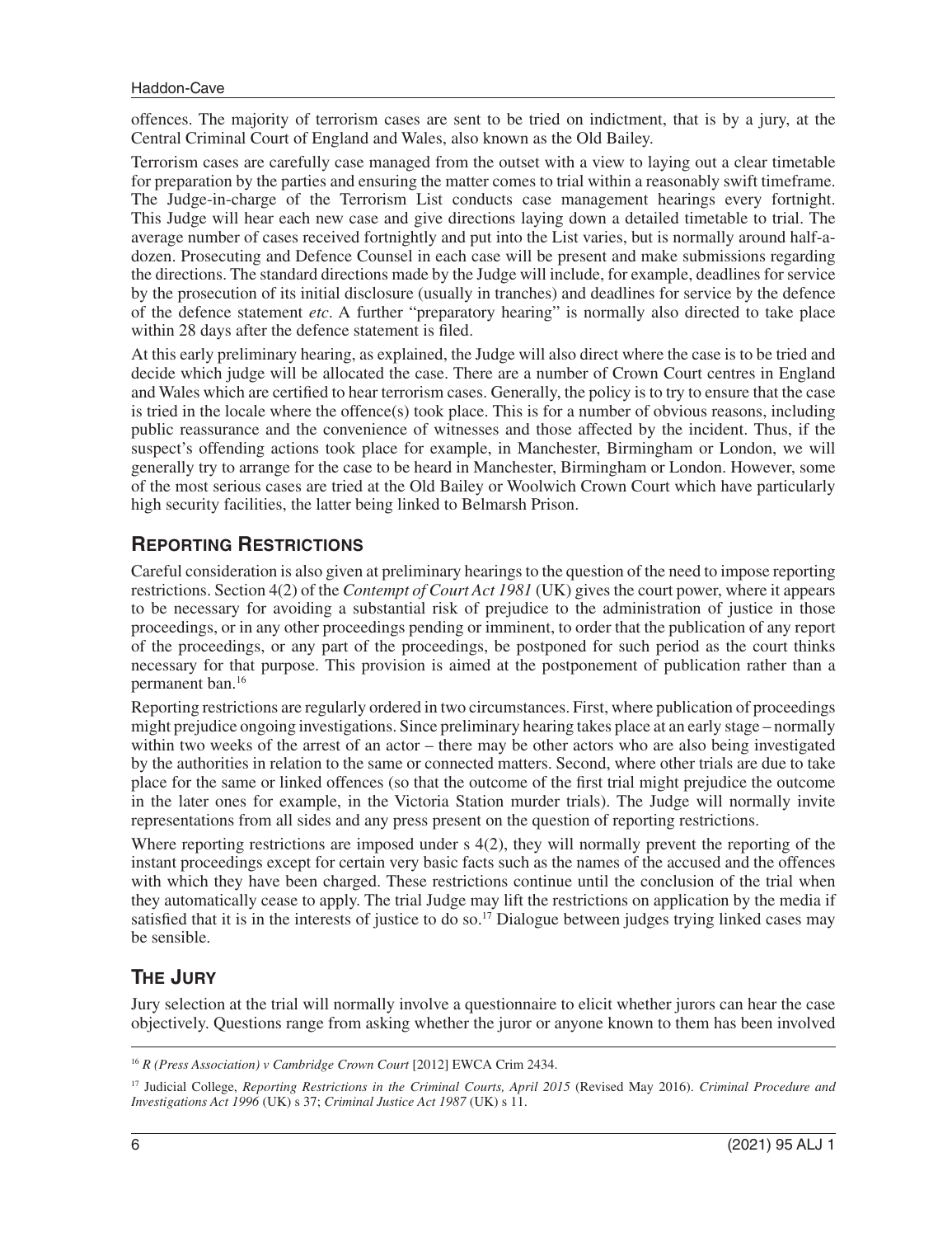offences. The majority of terrorism cases are sent to be tried on indictment, that is by a jury, at the Central Criminal Court of England and Wales, also known as the Old Bailey.

Terrorism cases are carefully case managed from the outset with a view to laying out a clear timetable for preparation by the parties and ensuring the matter comes to trial within a reasonably swift timeframe. The Judge-in-charge of the Terrorism List conducts case management hearings every fortnight. This Judge will hear each new case and give directions laying down a detailed timetable to trial. The average number of cases received fortnightly and put into the List varies, but is normally around half-a-dozen. Prosecuting and Defence Counsel in each case will be present and make submissions regarding the directions. The standard directions made by the Judge will include, for example, deadlines for service by the prosecution of its initial disclosure (usually in tranches) and deadlines for service by the defence of the defence statement *etc*. A further "preparatory hearing" is normally also directed to take place within 28 days after the defence statement is filed.

At this early preliminary hearing, as explained, the Judge will also direct where the case is to be tried and decide which judge will be allocated the case. There are a number of Crown Court centres in England and Wales which are certified to hear terrorism cases. Generally, the policy is to try to ensure that the case is tried in the locale where the offence(s) took place. This is for a number of obvious reasons, including public reassurance and the convenience of witnesses and those affected by the incident. Thus, if the suspect's offending actions took place for example, in Manchester, Birmingham or London, we will generally try to arrange for the case to be heard in Manchester, Birmingham or London. However, some of the most serious cases are tried at the Old Bailey or Woolwich Crown Court which have particularly high security facilities, the latter being linked to Belmarsh Prison.

## Reporting Restrictions

Careful consideration is also given at preliminary hearings to the question of the need to impose reporting restrictions. Section 4(2) of the *Contempt of Court Act 1981* (UK) gives the court power, where it appears to be necessary for avoiding a substantial risk of prejudice to the administration of justice in those proceedings, or in any other proceedings pending or imminent, to order that the publication of any report of the proceedings, or any part of the proceedings, be postponed for such period as the court thinks necessary for that purpose. This provision is aimed at the postponement of publication rather than a permanent ban.[16]

Reporting restrictions are regularly ordered in two circumstances. First, where publication of proceedings might prejudice ongoing investigations. Since preliminary hearing takes place at an early stage – normally within two weeks of the arrest of an actor – there may be other actors who are also being investigated by the authorities in relation to the same or connected matters. Second, where other trials are due to take place for the same or linked offences (so that the outcome of the first trial might prejudice the outcome in the later ones for example, in the Victoria Station murder trials). The Judge will normally invite representations from all sides and any press present on the question of reporting restrictions.

Where reporting restrictions are imposed under s 4(2), they will normally prevent the reporting of the instant proceedings except for certain very basic facts such as the names of the accused and the offences with which they have been charged. These restrictions continue until the conclusion of the trial when they automatically cease to apply. The trial Judge may lift the restrictions on application by the media if satisfied that it is in the interests of justice to do so.[17] Dialogue between judges trying linked cases may be sensible.

## The Jury

Jury selection at the trial will normally involve a questionnaire to elicit whether jurors can hear the case objectively. Questions range from asking whether the juror or anyone known to them has been involved

---

[16] *R (Press Association) v Cambridge Crown Court* [2012] EWCA Crim 2434.

[17] Judicial College, *Reporting Restrictions in the Criminal Courts, April 2015* (Revised May 2016). *Criminal Procedure and Investigations Act 1996* (UK) s 37; *Criminal Justice Act 1987* (UK) s 11.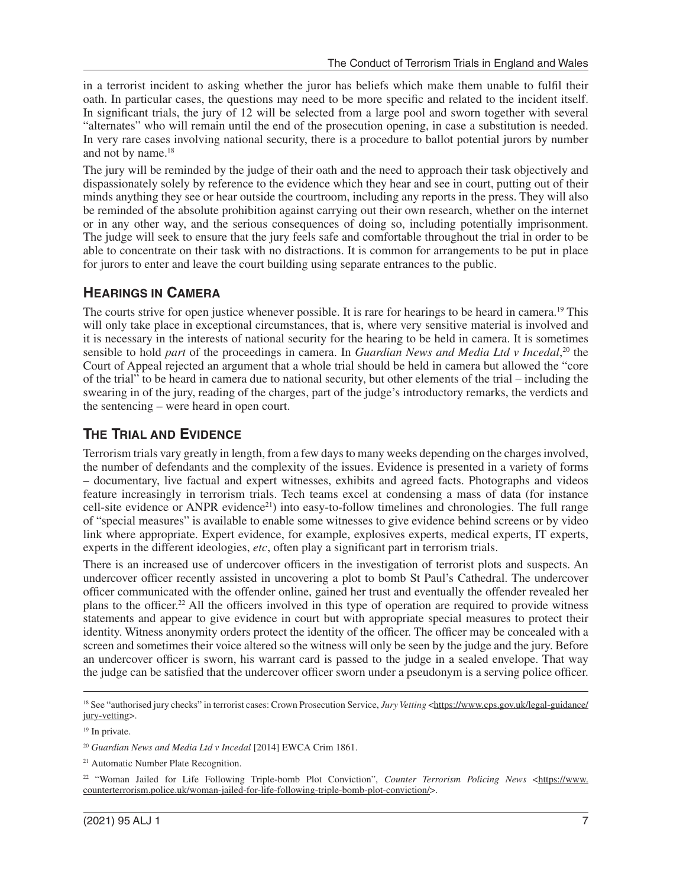in a terrorist incident to asking whether the juror has beliefs which make them unable to fulfil their oath. In particular cases, the questions may need to be more specific and related to the incident itself. In significant trials, the jury of 12 will be selected from a large pool and sworn together with several "alternates" who will remain until the end of the prosecution opening, in case a substitution is needed. In very rare cases involving national security, there is a procedure to ballot potential jurors by number and not by name.[18]

The jury will be reminded by the judge of their oath and the need to approach their task objectively and dispassionately solely by reference to the evidence which they hear and see in court, putting out of their minds anything they see or hear outside the courtroom, including any reports in the press. They will also be reminded of the absolute prohibition against carrying out their own research, whether on the internet or in any other way, and the serious consequences of doing so, including potentially imprisonment. The judge will seek to ensure that the jury feels safe and comfortable throughout the trial in order to be able to concentrate on their task with no distractions. It is common for arrangements to be put in place for jurors to enter and leave the court building using separate entrances to the public.

## Hearings in Camera

The courts strive for open justice whenever possible. It is rare for hearings to be heard in camera.[19] This will only take place in exceptional circumstances, that is, where very sensitive material is involved and it is necessary in the interests of national security for the hearing to be held in camera. It is sometimes sensible to hold *part* of the proceedings in camera. In *Guardian News and Media Ltd v Incedal*,[20] the Court of Appeal rejected an argument that a whole trial should be held in camera but allowed the "core of the trial" to be heard in camera due to national security, but other elements of the trial – including the swearing in of the jury, reading of the charges, part of the judge's introductory remarks, the verdicts and the sentencing – were heard in open court.

## The Trial and Evidence

Terrorism trials vary greatly in length, from a few days to many weeks depending on the charges involved, the number of defendants and the complexity of the issues. Evidence is presented in a variety of forms – documentary, live factual and expert witnesses, exhibits and agreed facts. Photographs and videos feature increasingly in terrorism trials. Tech teams excel at condensing a mass of data (for instance cell-site evidence or ANPR evidence[21]) into easy-to-follow timelines and chronologies. The full range of "special measures" is available to enable some witnesses to give evidence behind screens or by video link where appropriate. Expert evidence, for example, explosives experts, medical experts, IT experts, experts in the different ideologies, *etc*, often play a significant part in terrorism trials.

There is an increased use of undercover officers in the investigation of terrorist plots and suspects. An undercover officer recently assisted in uncovering a plot to bomb St Paul's Cathedral. The undercover officer communicated with the offender online, gained her trust and eventually the offender revealed her plans to the officer.[22] All the officers involved in this type of operation are required to provide witness statements and appear to give evidence in court but with appropriate special measures to protect their identity. Witness anonymity orders protect the identity of the officer. The officer may be concealed with a screen and sometimes their voice altered so the witness will only be seen by the judge and the jury. Before an undercover officer is sworn, his warrant card is passed to the judge in a sealed envelope. That way the judge can be satisfied that the undercover officer sworn under a pseudonym is a serving police officer.

---

[18] See "authorised jury checks" in terrorist cases: Crown Prosecution Service, *Jury Vetting* <https://www.cps.gov.uk/legal-guidance/jury-vetting>.

[19] In private.

[20] *Guardian News and Media Ltd v Incedal* [2014] EWCA Crim 1861.

[21] Automatic Number Plate Recognition.

[22] "Woman Jailed for Life Following Triple-bomb Plot Conviction", *Counter Terrorism Policing News* <https://www.counterterrorism.police.uk/woman-jailed-for-life-following-triple-bomb-plot-conviction/>.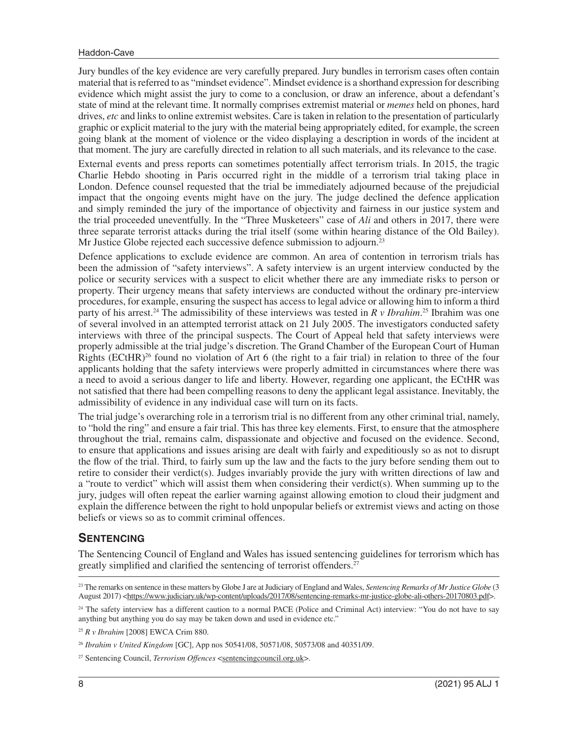Jury bundles of the key evidence are very carefully prepared. Jury bundles in terrorism cases often contain material that is referred to as "mindset evidence". Mindset evidence is a shorthand expression for describing evidence which might assist the jury to come to a conclusion, or draw an inference, about a defendant's state of mind at the relevant time. It normally comprises extremist material or *memes* held on phones, hard drives, *etc* and links to online extremist websites. Care is taken in relation to the presentation of particularly graphic or explicit material to the jury with the material being appropriately edited, for example, the screen going blank at the moment of violence or the video displaying a description in words of the incident at that moment. The jury are carefully directed in relation to all such materials, and its relevance to the case.

External events and press reports can sometimes potentially affect terrorism trials. In 2015, the tragic Charlie Hebdo shooting in Paris occurred right in the middle of a terrorism trial taking place in London. Defence counsel requested that the trial be immediately adjourned because of the prejudicial impact that the ongoing events might have on the jury. The judge declined the defence application and simply reminded the jury of the importance of objectivity and fairness in our justice system and the trial proceeded uneventfully. In the "Three Musketeers" case of *Ali* and others in 2017, there were three separate terrorist attacks during the trial itself (some within hearing distance of the Old Bailey). Mr Justice Globe rejected each successive defence submission to adjourn.[23]

Defence applications to exclude evidence are common. An area of contention in terrorism trials has been the admission of "safety interviews". A safety interview is an urgent interview conducted by the police or security services with a suspect to elicit whether there are any immediate risks to person or property. Their urgency means that safety interviews are conducted without the ordinary pre-interview procedures, for example, ensuring the suspect has access to legal advice or allowing him to inform a third party of his arrest.[24] The admissibility of these interviews was tested in *R v Ibrahim*.[25] Ibrahim was one of several involved in an attempted terrorist attack on 21 July 2005. The investigators conducted safety interviews with three of the principal suspects. The Court of Appeal held that safety interviews were properly admissible at the trial judge's discretion. The Grand Chamber of the European Court of Human Rights (ECtHR)[26] found no violation of Art 6 (the right to a fair trial) in relation to three of the four applicants holding that the safety interviews were properly admitted in circumstances where there was a need to avoid a serious danger to life and liberty. However, regarding one applicant, the ECtHR was not satisfied that there had been compelling reasons to deny the applicant legal assistance. Inevitably, the admissibility of evidence in any individual case will turn on its facts.

The trial judge's overarching role in a terrorism trial is no different from any other criminal trial, namely, to "hold the ring" and ensure a fair trial. This has three key elements. First, to ensure that the atmosphere throughout the trial, remains calm, dispassionate and objective and focused on the evidence. Second, to ensure that applications and issues arising are dealt with fairly and expeditiously so as not to disrupt the flow of the trial. Third, to fairly sum up the law and the facts to the jury before sending them out to retire to consider their verdict(s). Judges invariably provide the jury with written directions of law and a "route to verdict" which will assist them when considering their verdict(s). When summing up to the jury, judges will often repeat the earlier warning against allowing emotion to cloud their judgment and explain the difference between the right to hold unpopular beliefs or extremist views and acting on those beliefs or views so as to commit criminal offences.

## Sentencing

The Sentencing Council of England and Wales has issued sentencing guidelines for terrorism which has greatly simplified and clarified the sentencing of terrorist offenders.[27]

---

[23] The remarks on sentence in these matters by Globe J are at Judiciary of England and Wales, *Sentencing Remarks of Mr Justice Globe* (3 August 2017) <https://www.judiciary.uk/wp-content/uploads/2017/08/sentencing-remarks-mr-justice-globe-ali-others-20170803.pdf>.

[24] The safety interview has a different caution to a normal PACE (Police and Criminal Act) interview: "You do not have to say anything but anything you do say may be taken down and used in evidence etc."

[25] *R v Ibrahim* [2008] EWCA Crim 880.

[26] *Ibrahim v United Kingdom* [GC], App nos 50541/08, 50571/08, 50573/08 and 40351/09.

[27] Sentencing Council, *Terrorism Offences* <sentencingcouncil.org.uk>.